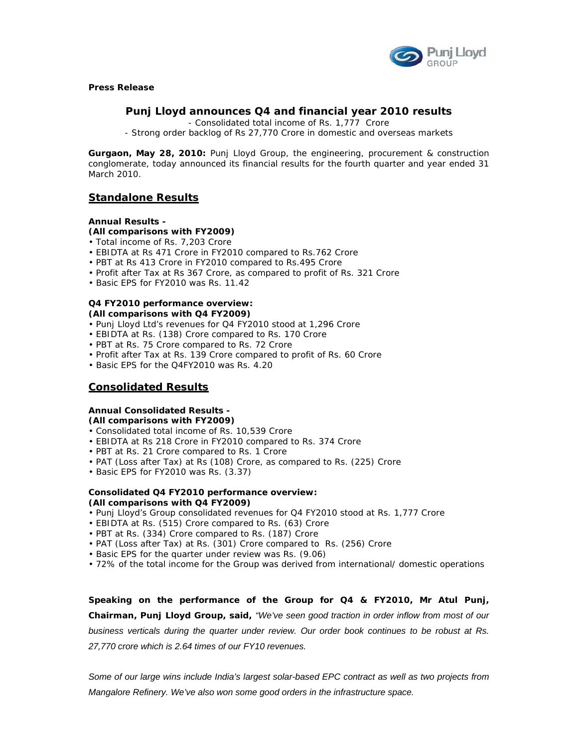**Press Release**

## Punj Lloyd announces Q4 and financial year 2010 results

- Consolidated total income of Rs. 1,777 Crore
- Strong order backlog of Rs 27,770 Crore in domestic and overseas markets

**Gurgaon, May 28, 2010:** Punj Lloyd Group, the engineering, procurement & construction conglomerate, today announced its financial results for the fourth quarter and year ended 31 March 2010.

## Standalone Results

**Annual Results -**
**(All comparisons with FY2009)**

- Total income of Rs. 7,203 Crore
- EBIDTA at Rs 471 Crore in FY2010 compared to Rs.762 Crore
- PBT at Rs 413 Crore in FY2010 compared to Rs.495 Crore
- Profit after Tax at Rs 367 Crore, as compared to profit of Rs. 321 Crore
- Basic EPS for FY2010 was Rs. 11.42

**Q4 FY2010 performance overview:**
**(All comparisons with Q4 FY2009)**

- Punj Lloyd Ltd's revenues for Q4 FY2010 stood at 1,296 Crore
- EBIDTA at Rs. (138) Crore compared to Rs. 170 Crore
- PBT at Rs. 75 Crore compared to Rs. 72 Crore
- Profit after Tax at Rs. 139 Crore compared to profit of Rs. 60 Crore
- Basic EPS for the Q4FY2010 was Rs. 4.20

## Consolidated Results

**Annual Consolidated Results -**
**(All comparisons with FY2009)**

- Consolidated total income of Rs. 10,539 Crore
- EBIDTA at Rs 218 Crore in FY2010 compared to Rs. 374 Crore
- PBT at Rs. 21 Crore compared to Rs. 1 Crore
- PAT (Loss after Tax) at Rs (108) Crore, as compared to Rs. (225) Crore
- Basic EPS for FY2010 was Rs. (3.37)

**Consolidated Q4 FY2010 performance overview:**
**(All comparisons with Q4 FY2009)**

- Punj Lloyd's Group consolidated revenues for Q4 FY2010 stood at Rs. 1,777 Crore
- EBIDTA at Rs. (515) Crore compared to Rs. (63) Crore
- PBT at Rs. (334) Crore compared to Rs. (187) Crore
- PAT (Loss after Tax) at Rs. (301) Crore compared to Rs. (256) Crore
- Basic EPS for the quarter under review was Rs. (9.06)
- 72% of the total income for the Group was derived from international/ domestic operations

**Speaking on the performance of the Group for Q4 & FY2010, Mr Atul Punj, Chairman, Punj Lloyd Group, said,** *"We've seen good traction in order inflow from most of our business verticals during the quarter under review. Our order book continues to be robust at Rs. 27,770 crore which is 2.64 times of our FY10 revenues.*

*Some of our large wins include India's largest solar-based EPC contract as well as two projects from Mangalore Refinery. We've also won some good orders in the infrastructure space.*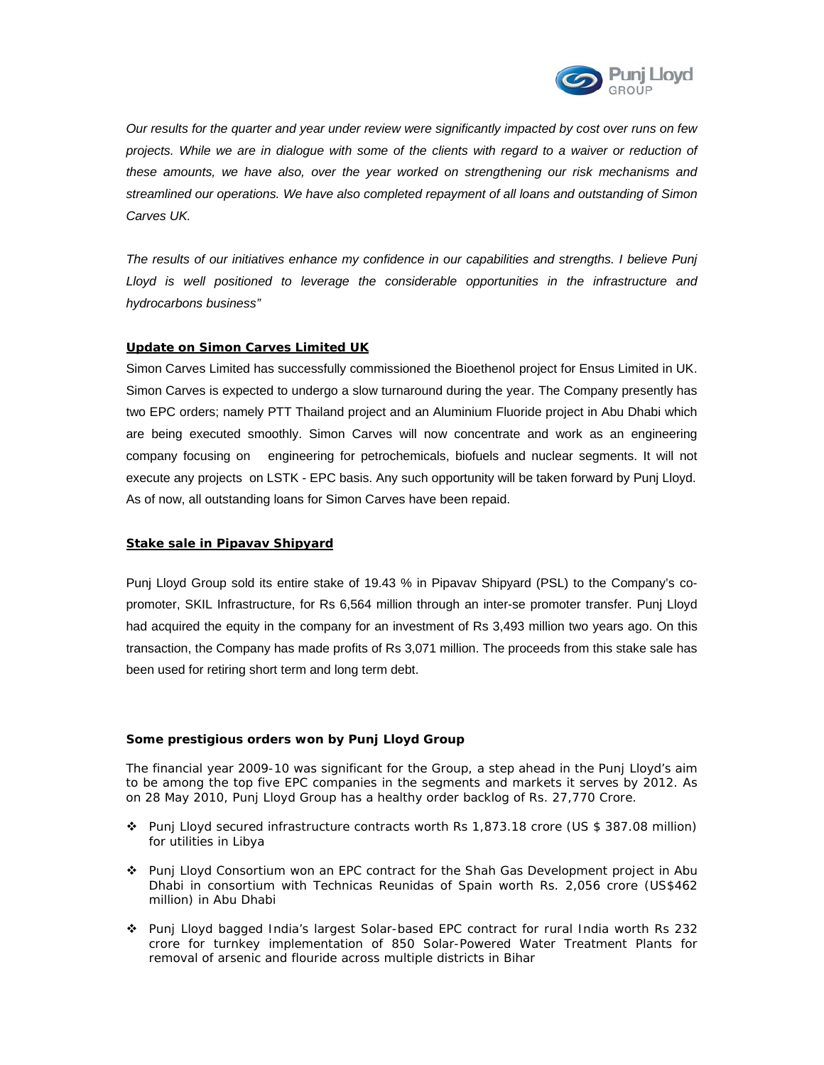*Our results for the quarter and year under review were significantly impacted by cost over runs on few projects. While we are in dialogue with some of the clients with regard to a waiver or reduction of these amounts, we have also, over the year worked on strengthening our risk mechanisms and streamlined our operations. We have also completed repayment of all loans and outstanding of Simon Carves UK.*

*The results of our initiatives enhance my confidence in our capabilities and strengths. I believe Punj Lloyd is well positioned to leverage the considerable opportunities in the infrastructure and hydrocarbons business"*

**Update on Simon Carves Limited UK**

Simon Carves Limited has successfully commissioned the Bioethenol project for Ensus Limited in UK. Simon Carves is expected to undergo a slow turnaround during the year. The Company presently has two EPC orders; namely PTT Thailand project and an Aluminium Fluoride project in Abu Dhabi which are being executed smoothly. Simon Carves will now concentrate and work as an engineering company focusing on engineering for petrochemicals, biofuels and nuclear segments. It will not execute any projects on LSTK - EPC basis. Any such opportunity will be taken forward by Punj Lloyd. As of now, all outstanding loans for Simon Carves have been repaid.

**Stake sale in Pipavav Shipyard**

Punj Lloyd Group sold its entire stake of 19.43 % in Pipavav Shipyard (PSL) to the Company's co-promoter, SKIL Infrastructure, for Rs 6,564 million through an inter-se promoter transfer. Punj Lloyd had acquired the equity in the company for an investment of Rs 3,493 million two years ago. On this transaction, the Company has made profits of Rs 3,071 million. The proceeds from this stake sale has been used for retiring short term and long term debt.

**Some prestigious orders won by Punj Lloyd Group**

The financial year 2009-10 was significant for the Group, a step ahead in the Punj Lloyd's aim to be among the top five EPC companies in the segments and markets it serves by 2012. As on 28 May 2010, Punj Lloyd Group has a healthy order backlog of Rs. 27,770 Crore.

- Punj Lloyd secured infrastructure contracts worth Rs 1,873.18 crore (US $ 387.08 million) for utilities in Libya
- Punj Lloyd Consortium won an EPC contract for the Shah Gas Development project in Abu Dhabi in consortium with Technicas Reunidas of Spain worth Rs. 2,056 crore (US$462 million) in Abu Dhabi
- Punj Lloyd bagged India's largest Solar-based EPC contract for rural India worth Rs 232 crore for turnkey implementation of 850 Solar-Powered Water Treatment Plants for removal of arsenic and flouride across multiple districts in Bihar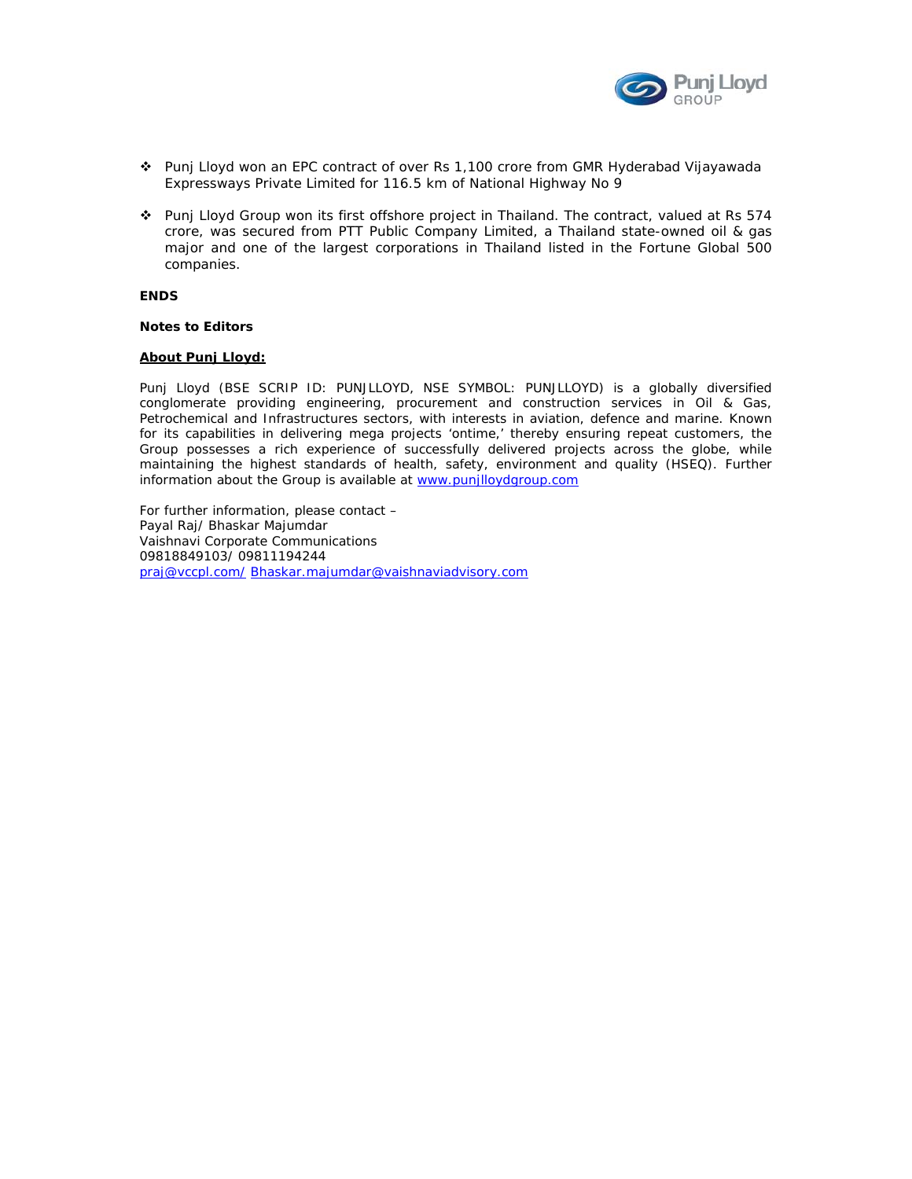- Punj Lloyd won an EPC contract of over Rs 1,100 crore from GMR Hyderabad Vijayawada Expressways Private Limited for 116.5 km of National Highway No 9

- Punj Lloyd Group won its first offshore project in Thailand. The contract, valued at Rs 574 crore, was secured from PTT Public Company Limited, a Thailand state-owned oil & gas major and one of the largest corporations in Thailand listed in the Fortune Global 500 companies.

**ENDS**

**Notes to Editors**

**About Punj Lloyd:**

Punj Lloyd (BSE SCRIP ID: PUNJLLOYD, NSE SYMBOL: PUNJLLOYD) is a globally diversified conglomerate providing engineering, procurement and construction services in Oil & Gas, Petrochemical and Infrastructures sectors, with interests in aviation, defence and marine. Known for its capabilities in delivering mega projects 'ontime,' thereby ensuring repeat customers, the Group possesses a rich experience of successfully delivered projects across the globe, while maintaining the highest standards of health, safety, environment and quality (HSEQ). Further information about the Group is available at www.punjlloydgroup.com

For further information, please contact –
Payal Raj/ Bhaskar Majumdar
Vaishnavi Corporate Communications
09818849103/ 09811194244
praj@vccpl.com/ Bhaskar.majumdar@vaishnaviadvisory.com